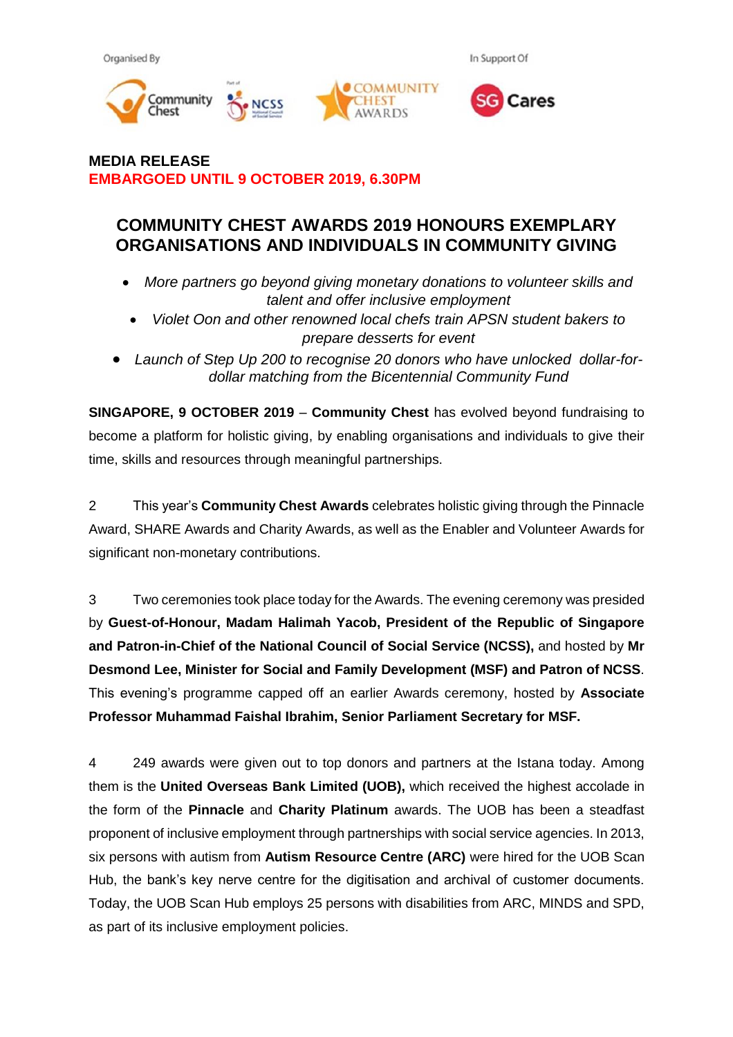Organised By                                                                                    In Support Of

**MEDIA RELEASE**
**EMBARGOED UNTIL 9 OCTOBER 2019, 6.30PM**

# COMMUNITY CHEST AWARDS 2019 HONOURS EXEMPLARY ORGANISATIONS AND INDIVIDUALS IN COMMUNITY GIVING

- *More partners go beyond giving monetary donations to volunteer skills and talent and offer inclusive employment*
- *Violet Oon and other renowned local chefs train APSN student bakers to prepare desserts for event*
- *Launch of Step Up 200 to recognise 20 donors who have unlocked dollar-for-dollar matching from the Bicentennial Community Fund*

**SINGAPORE, 9 OCTOBER 2019** – **Community Chest** has evolved beyond fundraising to become a platform for holistic giving, by enabling organisations and individuals to give their time, skills and resources through meaningful partnerships.

2 This year's **Community Chest Awards** celebrates holistic giving through the Pinnacle Award, SHARE Awards and Charity Awards, as well as the Enabler and Volunteer Awards for significant non-monetary contributions.

3 Two ceremonies took place today for the Awards. The evening ceremony was presided by **Guest-of-Honour, Madam Halimah Yacob, President of the Republic of Singapore and Patron-in-Chief of the National Council of Social Service (NCSS),** and hosted by **Mr Desmond Lee, Minister for Social and Family Development (MSF) and Patron of NCSS**. This evening's programme capped off an earlier Awards ceremony, hosted by **Associate Professor Muhammad Faishal Ibrahim, Senior Parliament Secretary for MSF.**

4 249 awards were given out to top donors and partners at the Istana today. Among them is the **United Overseas Bank Limited (UOB),** which received the highest accolade in the form of the **Pinnacle** and **Charity Platinum** awards. The UOB has been a steadfast proponent of inclusive employment through partnerships with social service agencies. In 2013, six persons with autism from **Autism Resource Centre (ARC)** were hired for the UOB Scan Hub, the bank's key nerve centre for the digitisation and archival of customer documents. Today, the UOB Scan Hub employs 25 persons with disabilities from ARC, MINDS and SPD, as part of its inclusive employment policies.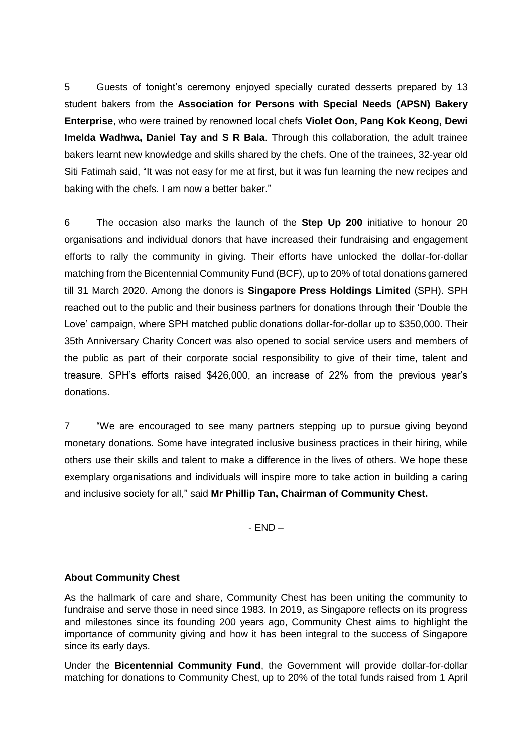5 Guests of tonight's ceremony enjoyed specially curated desserts prepared by 13 student bakers from the **Association for Persons with Special Needs (APSN) Bakery Enterprise**, who were trained by renowned local chefs **Violet Oon, Pang Kok Keong, Dewi Imelda Wadhwa, Daniel Tay and S R Bala**. Through this collaboration, the adult trainee bakers learnt new knowledge and skills shared by the chefs. One of the trainees, 32-year old Siti Fatimah said, "It was not easy for me at first, but it was fun learning the new recipes and baking with the chefs. I am now a better baker."

6 The occasion also marks the launch of the **Step Up 200** initiative to honour 20 organisations and individual donors that have increased their fundraising and engagement efforts to rally the community in giving. Their efforts have unlocked the dollar-for-dollar matching from the Bicentennial Community Fund (BCF), up to 20% of total donations garnered till 31 March 2020. Among the donors is **Singapore Press Holdings Limited** (SPH). SPH reached out to the public and their business partners for donations through their 'Double the Love' campaign, where SPH matched public donations dollar-for-dollar up to $350,000. Their 35th Anniversary Charity Concert was also opened to social service users and members of the public as part of their corporate social responsibility to give of their time, talent and treasure. SPH's efforts raised $426,000, an increase of 22% from the previous year's donations.

7 "We are encouraged to see many partners stepping up to pursue giving beyond monetary donations. Some have integrated inclusive business practices in their hiring, while others use their skills and talent to make a difference in the lives of others. We hope these exemplary organisations and individuals will inspire more to take action in building a caring and inclusive society for all," said **Mr Phillip Tan, Chairman of Community Chest.**

- END –

**About Community Chest**

As the hallmark of care and share, Community Chest has been uniting the community to fundraise and serve those in need since 1983. In 2019, as Singapore reflects on its progress and milestones since its founding 200 years ago, Community Chest aims to highlight the importance of community giving and how it has been integral to the success of Singapore since its early days.

Under the **Bicentennial Community Fund**, the Government will provide dollar-for-dollar matching for donations to Community Chest, up to 20% of the total funds raised from 1 April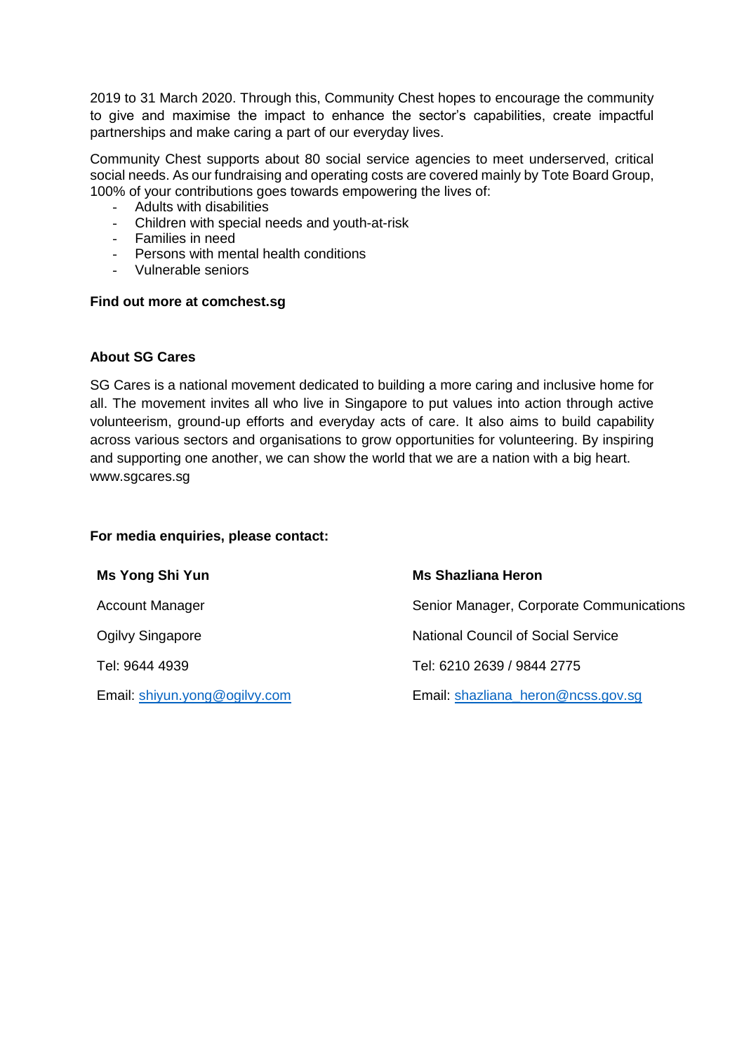2019 to 31 March 2020. Through this, Community Chest hopes to encourage the community to give and maximise the impact to enhance the sector's capabilities, create impactful partnerships and make caring a part of our everyday lives.

Community Chest supports about 80 social service agencies to meet underserved, critical social needs. As our fundraising and operating costs are covered mainly by Tote Board Group, 100% of your contributions goes towards empowering the lives of:

- Adults with disabilities
- Children with special needs and youth-at-risk
- Families in need
- Persons with mental health conditions
- Vulnerable seniors

**Find out more at comchest.sg**

**About SG Cares**

SG Cares is a national movement dedicated to building a more caring and inclusive home for all. The movement invites all who live in Singapore to put values into action through active volunteerism, ground-up efforts and everyday acts of care. It also aims to build capability across various sectors and organisations to grow opportunities for volunteering. By inspiring and supporting one another, we can show the world that we are a nation with a big heart. www.sgcares.sg

**For media enquiries, please contact:**

| **Ms Yong Shi Yun** | **Ms Shazliana Heron** |
|---|---|
| Account Manager | Senior Manager, Corporate Communications |
| Ogilvy Singapore | National Council of Social Service |
| Tel: 9644 4939 | Tel: 6210 2639 / 9844 2775 |
| Email: shiyun.yong@ogilvy.com | Email: shazliana_heron@ncss.gov.sg |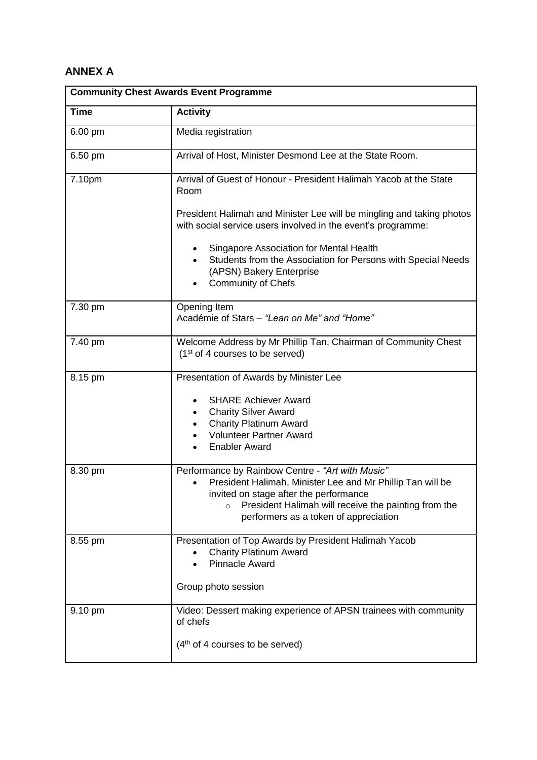## ANNEX A

| Community Chest Awards Event Programme | |
|---|---|
| **Time** | **Activity** |
| 6.00 pm | Media registration |
| 6.50 pm | Arrival of Host, Minister Desmond Lee at the State Room. |
| 7.10pm | Arrival of Guest of Honour - President Halimah Yacob at the State Room<br><br>President Halimah and Minister Lee will be mingling and taking photos with social service users involved in the event's programme:<br><br>• Singapore Association for Mental Health<br>• Students from the Association for Persons with Special Needs (APSN) Bakery Enterprise<br>• Community of Chefs |
| 7.30 pm | Opening Item<br>Académie of Stars – *"Lean on Me" and "Home"* |
| 7.40 pm | Welcome Address by Mr Phillip Tan, Chairman of Community Chest (1st of 4 courses to be served) |
| 8.15 pm | Presentation of Awards by Minister Lee<br><br>• SHARE Achiever Award<br>• Charity Silver Award<br>• Charity Platinum Award<br>• Volunteer Partner Award<br>• Enabler Award |
| 8.30 pm | Performance by Rainbow Centre - *"Art with Music"*<br>• President Halimah, Minister Lee and Mr Phillip Tan will be invited on stage after the performance<br>&nbsp;&nbsp;&nbsp;&nbsp;○ President Halimah will receive the painting from the performers as a token of appreciation |
| 8.55 pm | Presentation of Top Awards by President Halimah Yacob<br>• Charity Platinum Award<br>• Pinnacle Award<br><br>Group photo session |
| 9.10 pm | Video: Dessert making experience of APSN trainees with community of chefs<br><br>(4th of 4 courses to be served) |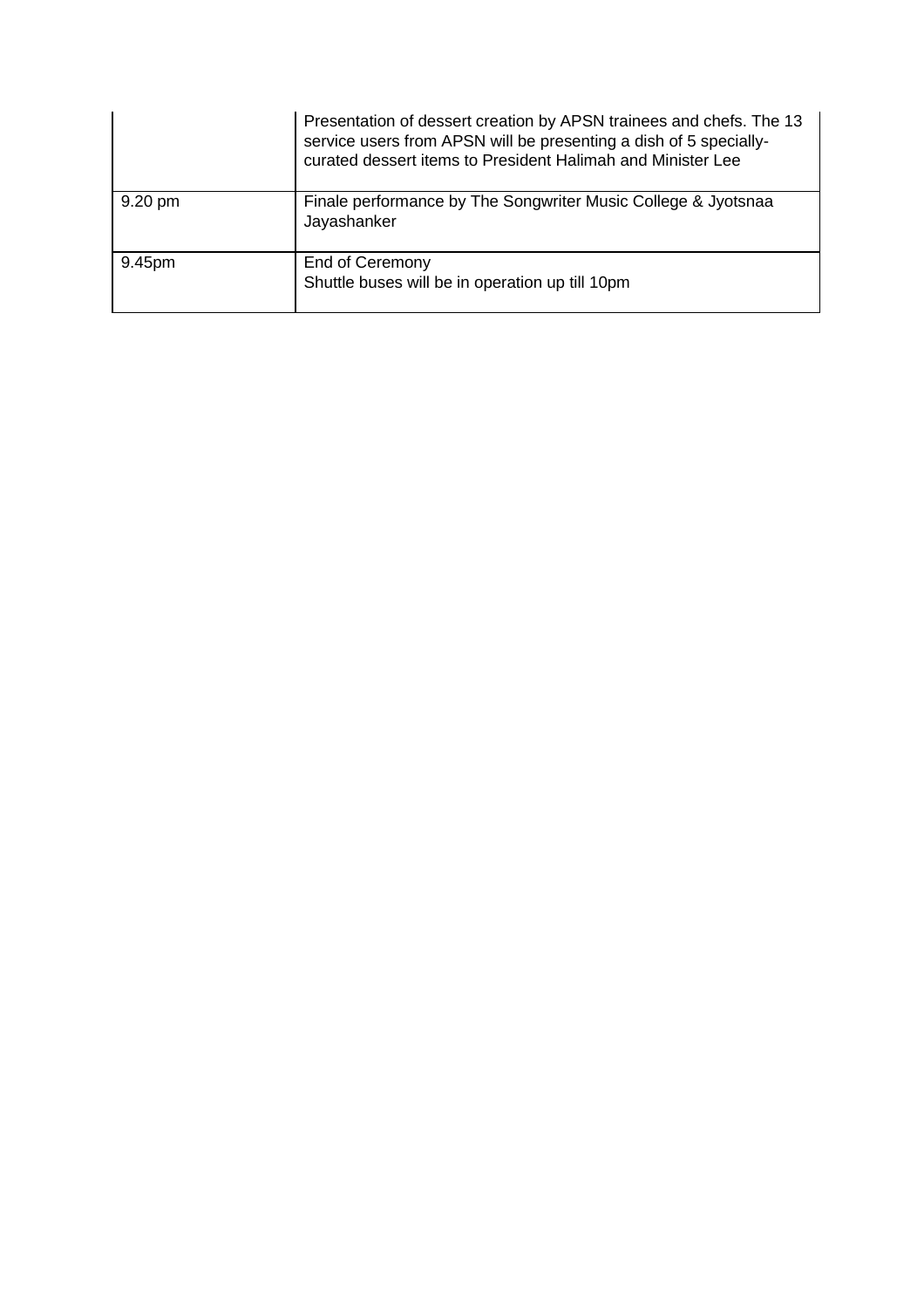| | |
|---|---|
| | Presentation of dessert creation by APSN trainees and chefs. The 13 service users from APSN will be presenting a dish of 5 specially-curated dessert items to President Halimah and Minister Lee |
| 9.20 pm | Finale performance by The Songwriter Music College & Jyotsnaa Jayashanker |
| 9.45pm | End of Ceremony<br>Shuttle buses will be in operation up till 10pm |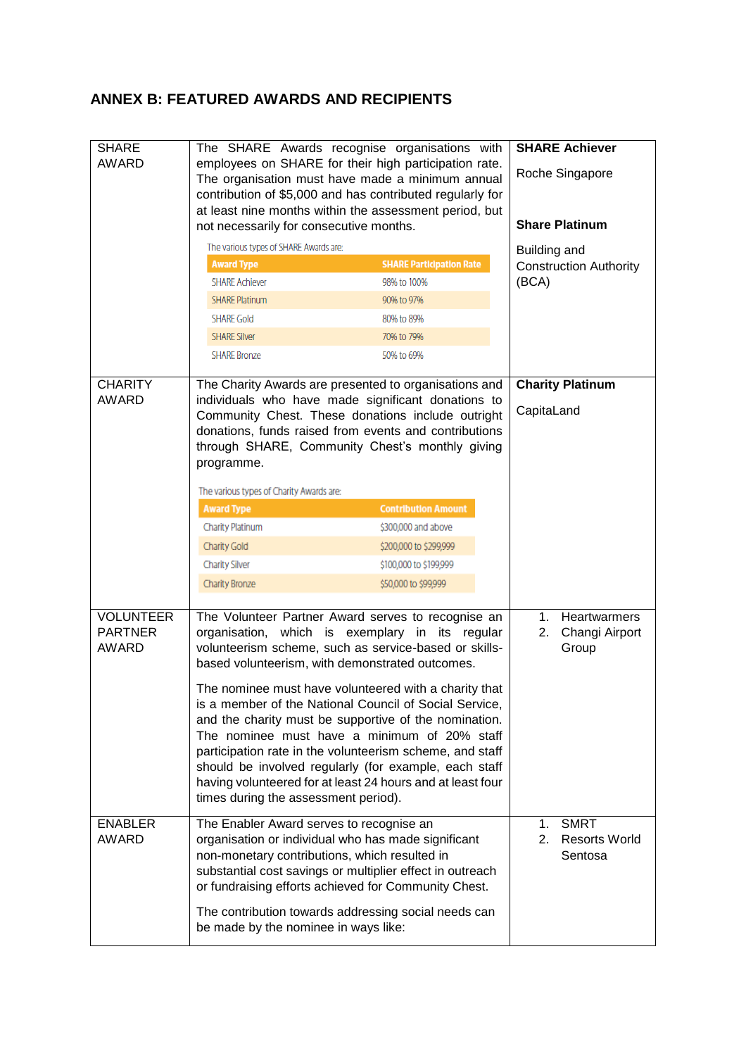# ANNEX B: FEATURED AWARDS AND RECIPIENTS

| | | |
|---|---|---|
| SHARE AWARD | The SHARE Awards recognise organisations with employees on SHARE for their high participation rate. The organisation must have made a minimum annual contribution of $5,000 and has contributed regularly for at least nine months within the assessment period, but not necessarily for consecutive months.<br><br>The various types of SHARE Awards are:<br><br>**Award Type** – **SHARE Participation Rate**<br>SHARE Achiever – 98% to 100%<br>SHARE Platinum – 90% to 97%<br>SHARE Gold – 80% to 89%<br>SHARE Silver – 70% to 79%<br>SHARE Bronze – 50% to 69% | **SHARE Achiever**<br><br>Roche Singapore<br><br>**Share Platinum**<br><br>Building and Construction Authority (BCA) |
| CHARITY AWARD | The Charity Awards are presented to organisations and individuals who have made significant donations to Community Chest. These donations include outright donations, funds raised from events and contributions through SHARE, Community Chest's monthly giving programme.<br><br>The various types of Charity Awards are:<br><br>**Award Type** – **Contribution Amount**<br>Charity Platinum – $300,000 and above<br>Charity Gold – $200,000 to $299,999<br>Charity Silver – $100,000 to $199,999<br>Charity Bronze – $50,000 to $99,999 | **Charity Platinum**<br><br>CapitaLand |
| VOLUNTEER PARTNER AWARD | The Volunteer Partner Award serves to recognise an organisation, which is exemplary in its regular volunteerism scheme, such as service-based or skills-based volunteerism, with demonstrated outcomes.<br><br>The nominee must have volunteered with a charity that is a member of the National Council of Social Service, and the charity must be supportive of the nomination. The nominee must have a minimum of 20% staff participation rate in the volunteerism scheme, and staff should be involved regularly (for example, each staff having volunteered for at least 24 hours and at least four times during the assessment period). | 1. Heartwarmers<br>2. Changi Airport Group |
| ENABLER AWARD | The Enabler Award serves to recognise an organisation or individual who has made significant non-monetary contributions, which resulted in substantial cost savings or multiplier effect in outreach or fundraising efforts achieved for Community Chest.<br><br>The contribution towards addressing social needs can be made by the nominee in ways like: | 1. SMRT<br>2. Resorts World Sentosa |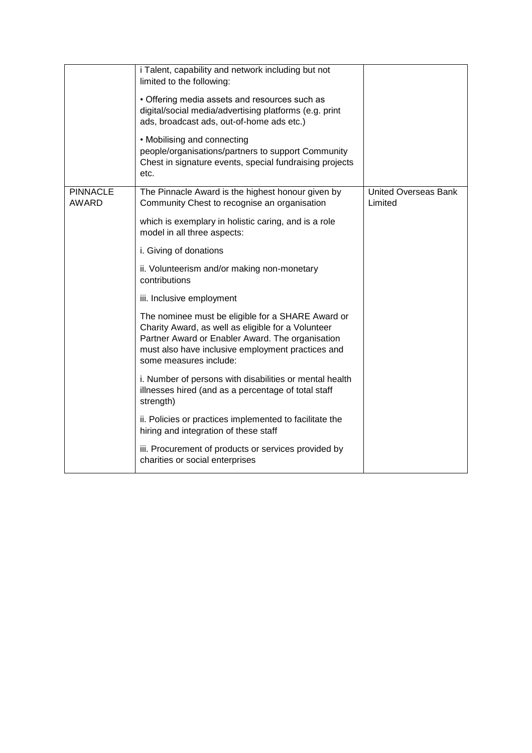| | | |
|---|---|---|
| | i Talent, capability and network including but not limited to the following:<br><br>• Offering media assets and resources such as digital/social media/advertising platforms (e.g. print ads, broadcast ads, out-of-home ads etc.)<br><br>• Mobilising and connecting people/organisations/partners to support Community Chest in signature events, special fundraising projects etc. | |
| PINNACLE AWARD | The Pinnacle Award is the highest honour given by Community Chest to recognise an organisation<br><br>which is exemplary in holistic caring, and is a role model in all three aspects:<br><br>i. Giving of donations<br><br>ii. Volunteerism and/or making non-monetary contributions<br><br>iii. Inclusive employment<br><br>The nominee must be eligible for a SHARE Award or Charity Award, as well as eligible for a Volunteer Partner Award or Enabler Award. The organisation must also have inclusive employment practices and some measures include:<br><br>i. Number of persons with disabilities or mental health illnesses hired (and as a percentage of total staff strength)<br><br>ii. Policies or practices implemented to facilitate the hiring and integration of these staff<br><br>iii. Procurement of products or services provided by charities or social enterprises | United Overseas Bank Limited |